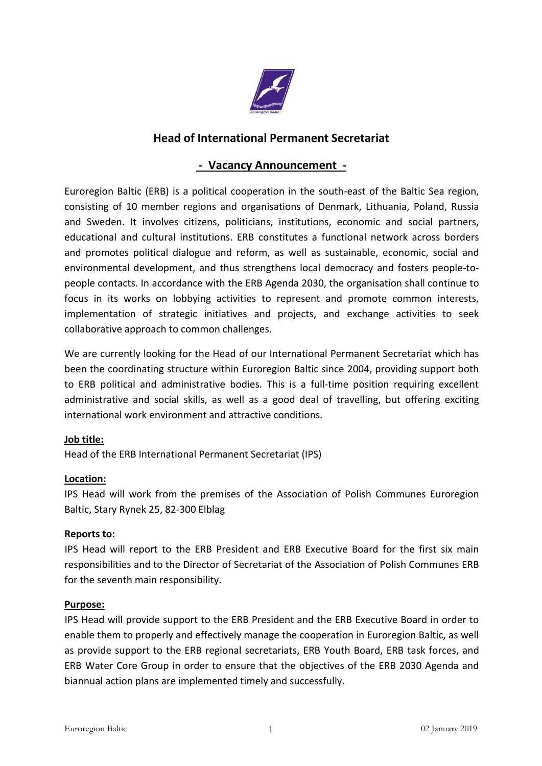# Head of International Permanent Secretariat

## - Vacancy Announcement -

Euroregion Baltic (ERB) is a political cooperation in the south-east of the Baltic Sea region, consisting of 10 member regions and organisations of Denmark, Lithuania, Poland, Russia and Sweden. It involves citizens, politicians, institutions, economic and social partners, educational and cultural institutions. ERB constitutes a functional network across borders and promotes political dialogue and reform, as well as sustainable, economic, social and environmental development, and thus strengthens local democracy and fosters people-to-people contacts. In accordance with the ERB Agenda 2030, the organisation shall continue to focus in its works on lobbying activities to represent and promote common interests, implementation of strategic initiatives and projects, and exchange activities to seek collaborative approach to common challenges.

We are currently looking for the Head of our International Permanent Secretariat which has been the coordinating structure within Euroregion Baltic since 2004, providing support both to ERB political and administrative bodies. This is a full-time position requiring excellent administrative and social skills, as well as a good deal of travelling, but offering exciting international work environment and attractive conditions.

**Job title:**

Head of the ERB International Permanent Secretariat (IPS)

**Location:**

IPS Head will work from the premises of the Association of Polish Communes Euroregion Baltic, Stary Rynek 25, 82-300 Elblag

**Reports to:**

IPS Head will report to the ERB President and ERB Executive Board for the first six main responsibilities and to the Director of Secretariat of the Association of Polish Communes ERB for the seventh main responsibility.

**Purpose:**

IPS Head will provide support to the ERB President and the ERB Executive Board in order to enable them to properly and effectively manage the cooperation in Euroregion Baltic, as well as provide support to the ERB regional secretariats, ERB Youth Board, ERB task forces, and ERB Water Core Group in order to ensure that the objectives of the ERB 2030 Agenda and biannual action plans are implemented timely and successfully.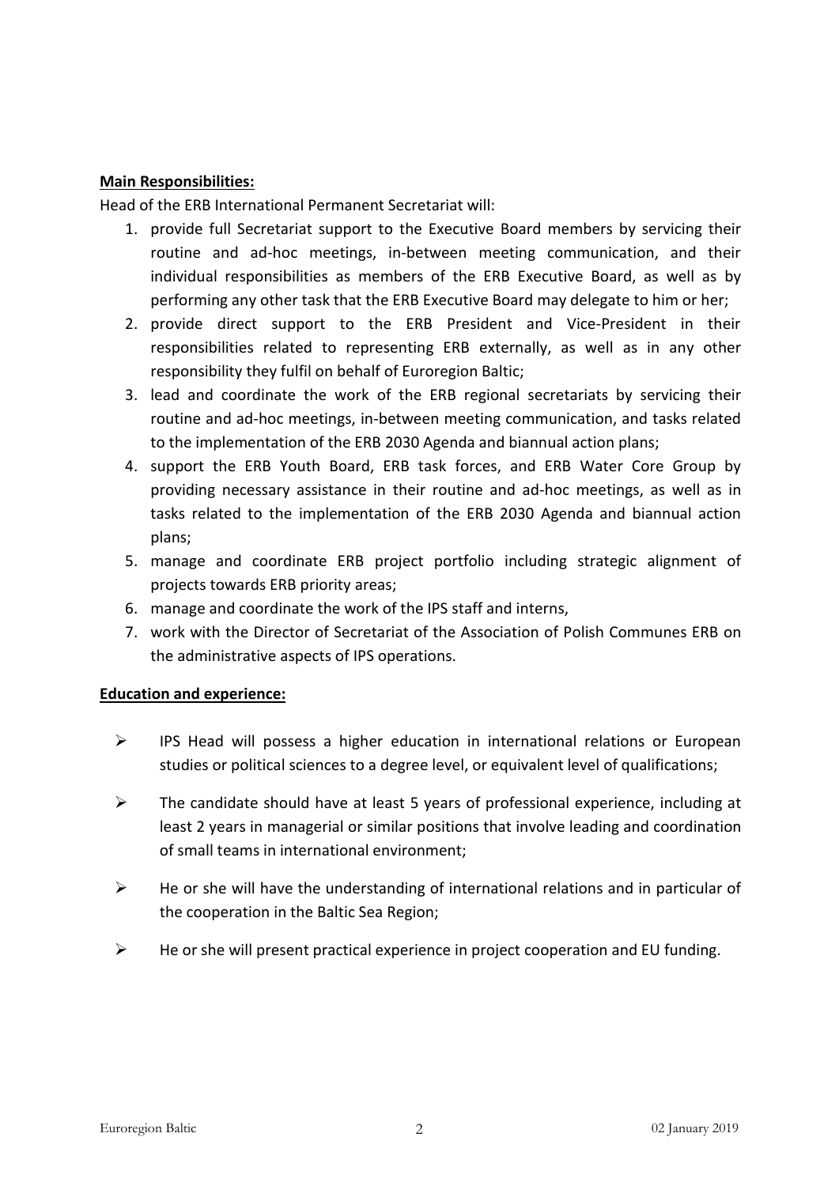**Main Responsibilities:**

Head of the ERB International Permanent Secretariat will:

1. provide full Secretariat support to the Executive Board members by servicing their routine and ad-hoc meetings, in-between meeting communication, and their individual responsibilities as members of the ERB Executive Board, as well as by performing any other task that the ERB Executive Board may delegate to him or her;
2. provide direct support to the ERB President and Vice-President in their responsibilities related to representing ERB externally, as well as in any other responsibility they fulfil on behalf of Euroregion Baltic;
3. lead and coordinate the work of the ERB regional secretariats by servicing their routine and ad-hoc meetings, in-between meeting communication, and tasks related to the implementation of the ERB 2030 Agenda and biannual action plans;
4. support the ERB Youth Board, ERB task forces, and ERB Water Core Group by providing necessary assistance in their routine and ad-hoc meetings, as well as in tasks related to the implementation of the ERB 2030 Agenda and biannual action plans;
5. manage and coordinate ERB project portfolio including strategic alignment of projects towards ERB priority areas;
6. manage and coordinate the work of the IPS staff and interns,
7. work with the Director of Secretariat of the Association of Polish Communes ERB on the administrative aspects of IPS operations.

**Education and experience:**

- IPS Head will possess a higher education in international relations or European studies or political sciences to a degree level, or equivalent level of qualifications;
- The candidate should have at least 5 years of professional experience, including at least 2 years in managerial or similar positions that involve leading and coordination of small teams in international environment;
- He or she will have the understanding of international relations and in particular of the cooperation in the Baltic Sea Region;
- He or she will present practical experience in project cooperation and EU funding.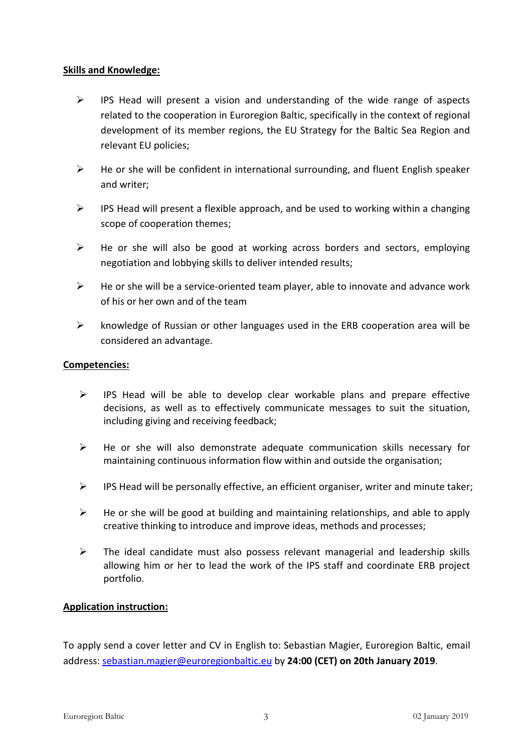**Skills and Knowledge:**

- IPS Head will present a vision and understanding of the wide range of aspects related to the cooperation in Euroregion Baltic, specifically in the context of regional development of its member regions, the EU Strategy for the Baltic Sea Region and relevant EU policies;
- He or she will be confident in international surrounding, and fluent English speaker and writer;
- IPS Head will present a flexible approach, and be used to working within a changing scope of cooperation themes;
- He or she will also be good at working across borders and sectors, employing negotiation and lobbying skills to deliver intended results;
- He or she will be a service-oriented team player, able to innovate and advance work of his or her own and of the team
- knowledge of Russian or other languages used in the ERB cooperation area will be considered an advantage.

**Competencies:**

- IPS Head will be able to develop clear workable plans and prepare effective decisions, as well as to effectively communicate messages to suit the situation, including giving and receiving feedback;
- He or she will also demonstrate adequate communication skills necessary for maintaining continuous information flow within and outside the organisation;
- IPS Head will be personally effective, an efficient organiser, writer and minute taker;
- He or she will be good at building and maintaining relationships, and able to apply creative thinking to introduce and improve ideas, methods and processes;
- The ideal candidate must also possess relevant managerial and leadership skills allowing him or her to lead the work of the IPS staff and coordinate ERB project portfolio.

**Application instruction:**

To apply send a cover letter and CV in English to: Sebastian Magier, Euroregion Baltic, email address: sebastian.magier@euroregionbaltic.eu by **24:00 (CET) on 20th January 2019**.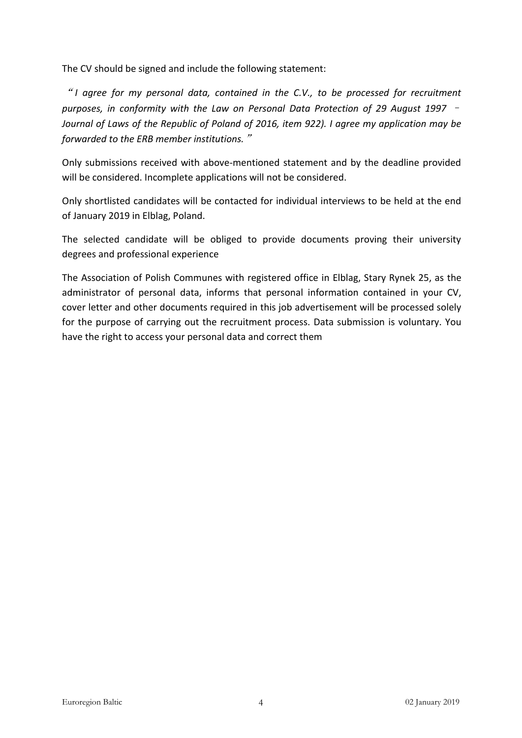The CV should be signed and include the following statement:

*"I agree for my personal data, contained in the C.V., to be processed for recruitment purposes, in conformity with the Law on Personal Data Protection of 29 August 1997 – Journal of Laws of the Republic of Poland of 2016, item 922). I agree my application may be forwarded to the ERB member institutions."*

Only submissions received with above-mentioned statement and by the deadline provided will be considered. Incomplete applications will not be considered.

Only shortlisted candidates will be contacted for individual interviews to be held at the end of January 2019 in Elblag, Poland.

The selected candidate will be obliged to provide documents proving their university degrees and professional experience

The Association of Polish Communes with registered office in Elblag, Stary Rynek 25, as the administrator of personal data, informs that personal information contained in your CV, cover letter and other documents required in this job advertisement will be processed solely for the purpose of carrying out the recruitment process. Data submission is voluntary. You have the right to access your personal data and correct them